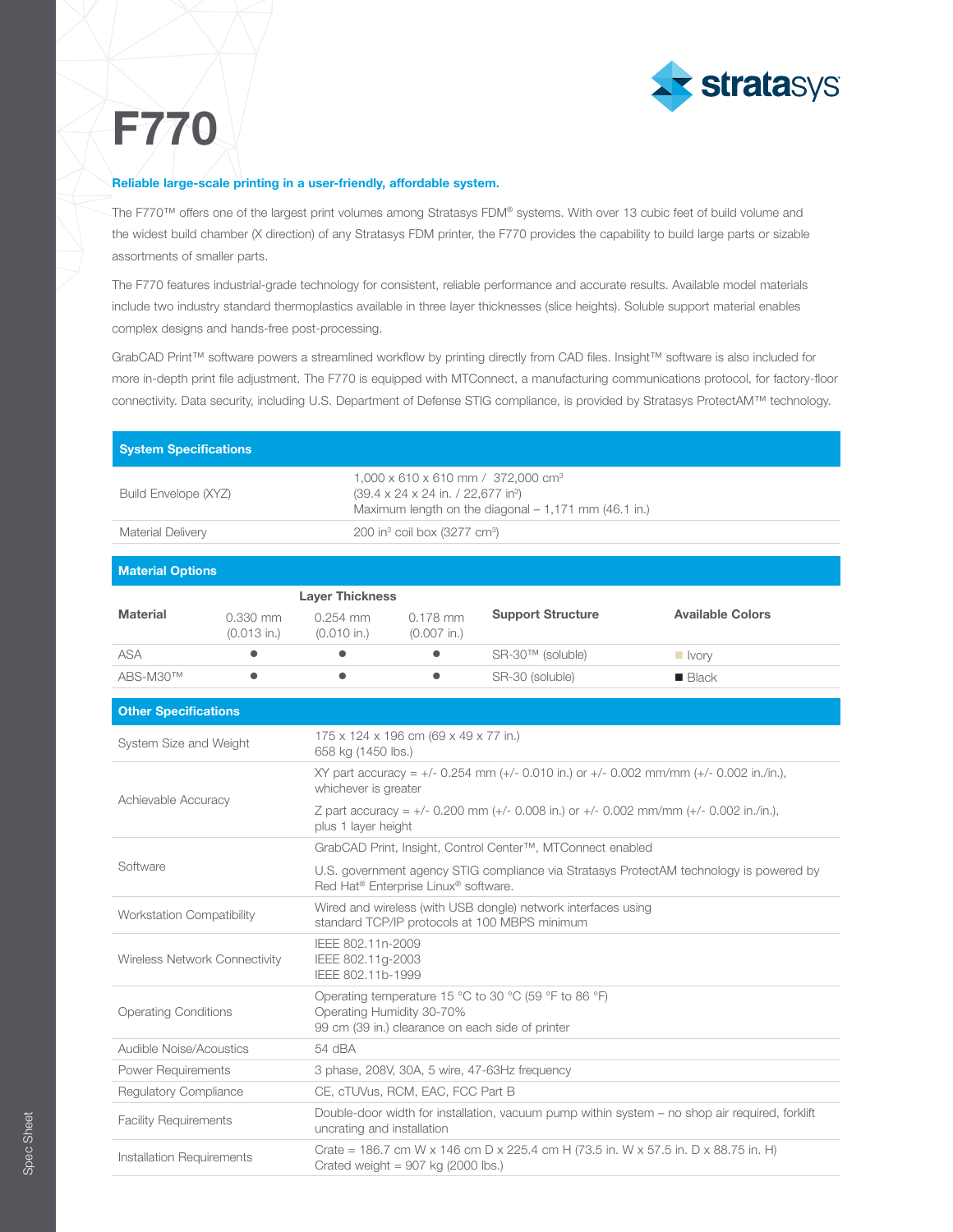# F770

**Reliable large-scale printing in a user-friendly, affordable system.**

The F770™ offers one of the largest print volumes among Stratasys FDM® systems. With over 13 cubic feet of build volume and the widest build chamber (X direction) of any Stratasys FDM printer, the F770 provides the capability to build large parts or sizable assortments of smaller parts.

The F770 features industrial-grade technology for consistent, reliable performance and accurate results. Available model materials include two industry standard thermoplastics available in three layer thicknesses (slice heights). Soluble support material enables complex designs and hands-free post-processing.

GrabCAD Print™ software powers a streamlined workflow by printing directly from CAD files. Insight™ software is also included for more in-depth print file adjustment. The F770 is equipped with MTConnect, a manufacturing communications protocol, for factory-floor connectivity. Data security, including U.S. Department of Defense STIG compliance, is provided by Stratasys ProtectAM™ technology.

| System Specifications | |
|---|---|
| Build Envelope (XYZ) | 1,000 x 610 x 610 mm / 372,000 cm³<br>(39.4 x 24 x 24 in. / 22,677 in³)<br>Maximum length on the diagonal – 1,171 mm (46.1 in.) |
| Material Delivery | 200 in³ coil box (3277 cm³) |

**Material Options**

| Material | Layer Thickness | | | Support Structure | Available Colors |
|---|---|---|---|---|---|
| | 0.330 mm (0.013 in.) | 0.254 mm (0.010 in.) | 0.178 mm (0.007 in.) | | |
| ASA | ● | ● | ● | SR-30™ (soluble) | Ivory |
| ABS-M30™ | ● | ● | ● | SR-30 (soluble) | Black |

| Other Specifications | |
|---|---|
| System Size and Weight | 175 x 124 x 196 cm (69 x 49 x 77 in.)<br>658 kg (1450 lbs.) |
| Achievable Accuracy | XY part accuracy = +/- 0.254 mm (+/- 0.010 in.) or +/- 0.002 mm/mm (+/- 0.002 in./in.), whichever is greater<br>Z part accuracy = +/- 0.200 mm (+/- 0.008 in.) or +/- 0.002 mm/mm (+/- 0.002 in./in.), plus 1 layer height |
| Software | GrabCAD Print, Insight, Control Center™, MTConnect enabled<br>U.S. government agency STIG compliance via Stratasys ProtectAM technology is powered by Red Hat® Enterprise Linux® software. |
| Workstation Compatibility | Wired and wireless (with USB dongle) network interfaces using standard TCP/IP protocols at 100 MBPS minimum |
| Wireless Network Connectivity | IEEE 802.11n-2009<br>IEEE 802.11g-2003<br>IEEE 802.11b-1999 |
| Operating Conditions | Operating temperature 15 °C to 30 °C (59 °F to 86 °F)<br>Operating Humidity 30-70%<br>99 cm (39 in.) clearance on each side of printer |
| Audible Noise/Acoustics | 54 dBA |
| Power Requirements | 3 phase, 208V, 30A, 5 wire, 47-63Hz frequency |
| Regulatory Compliance | CE, cTUVus, RCM, EAC, FCC Part B |
| Facility Requirements | Double-door width for installation, vacuum pump within system – no shop air required, forklift uncrating and installation |
| Installation Requirements | Crate = 186.7 cm W x 146 cm D x 225.4 cm H (73.5 in. W x 57.5 in. D x 88.75 in. H)<br>Crated weight = 907 kg (2000 lbs.) |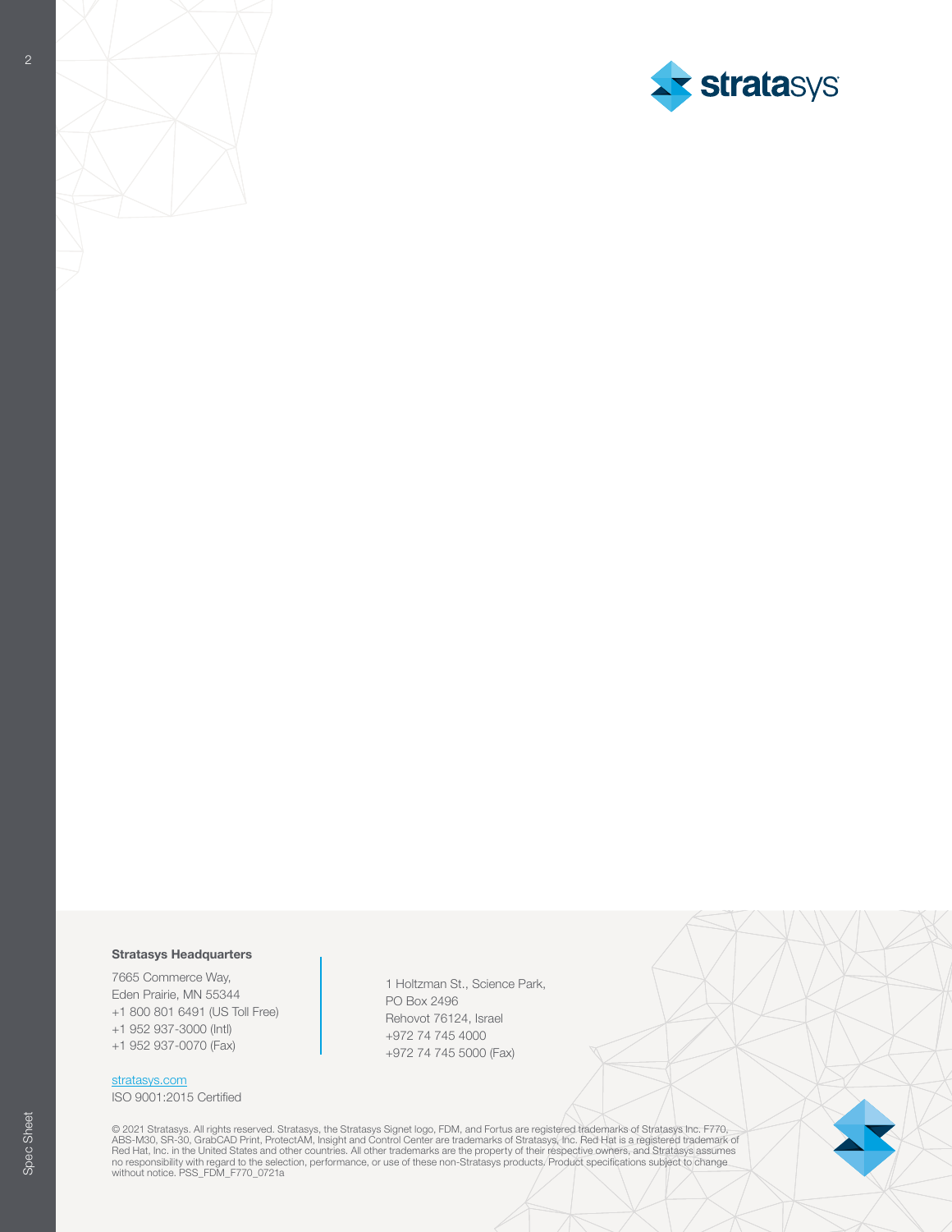**Stratasys Headquarters**

7665 Commerce Way,
Eden Prairie, MN 55344
+1 800 801 6491 (US Toll Free)
+1 952 937-3000 (Intl)
+1 952 937-0070 (Fax)

1 Holtzman St., Science Park,
PO Box 2496
Rehovot 76124, Israel
+972 74 745 4000
+972 74 745 5000 (Fax)

stratasys.com
ISO 9001:2015 Certified

© 2021 Stratasys. All rights reserved. Stratasys, the Stratasys Signet logo, FDM, and Fortus are registered trademarks of Stratasys Inc. F770, ABS-M30, SR-30, GrabCAD Print, ProtectAM, Insight and Control Center are trademarks of Stratasys, Inc. Red Hat is a registered trademark of Red Hat, Inc. in the United States and other countries. All other trademarks are the property of their respective owners, and Stratasys assumes no responsibility with regard to the selection, performance, or use of these non-Stratasys products. Product specifications subject to change without notice. PSS_FDM_F770_0721a